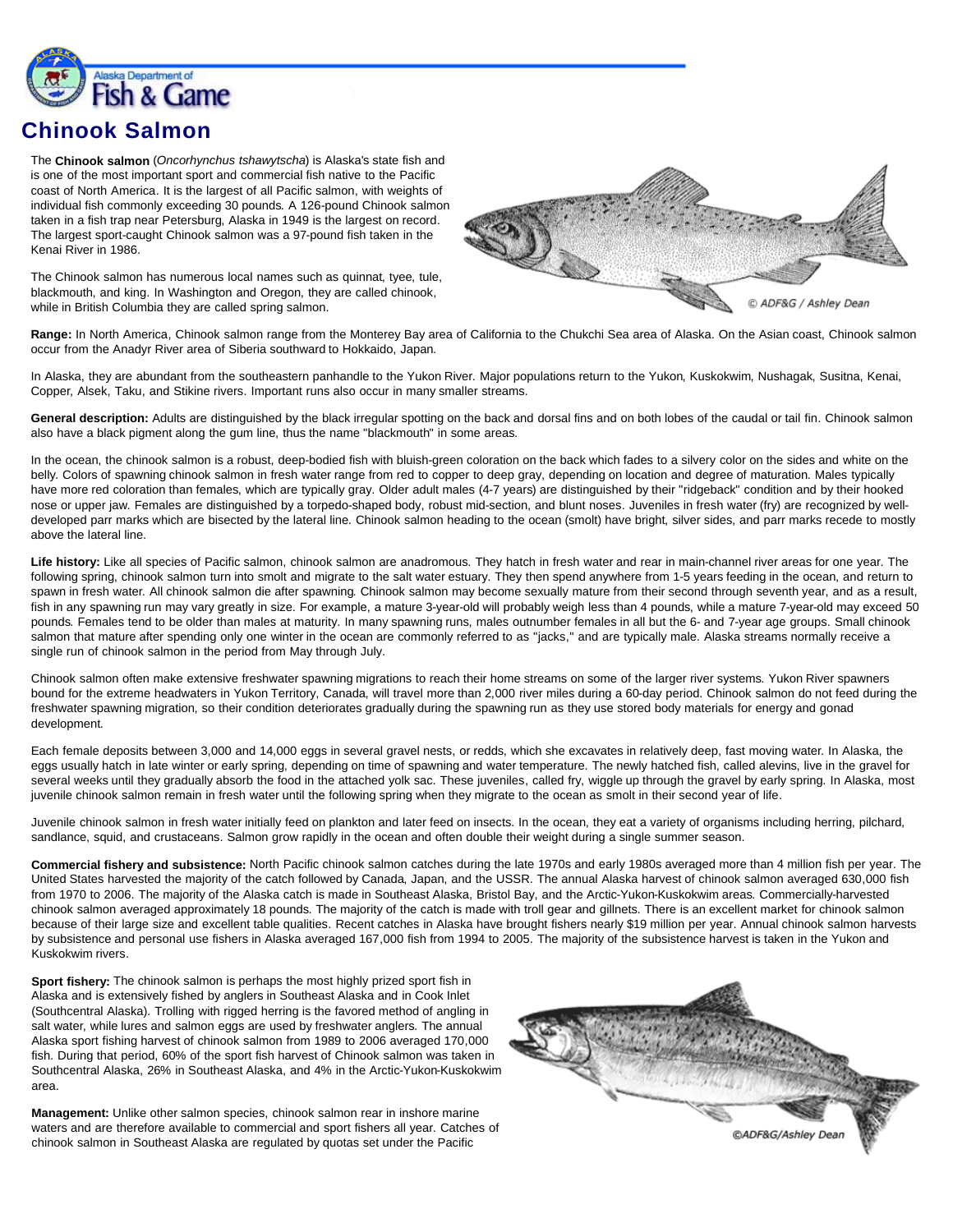# Chinook Salmon

The **Chinook salmon** (*Oncorhynchus tshawytscha*) is Alaska's state fish and is one of the most important sport and commercial fish native to the Pacific coast of North America. It is the largest of all Pacific salmon, with weights of individual fish commonly exceeding 30 pounds. A 126-pound Chinook salmon taken in a fish trap near Petersburg, Alaska in 1949 is the largest on record. The largest sport-caught Chinook salmon was a 97-pound fish taken in the Kenai River in 1986.

The Chinook salmon has numerous local names such as quinnat, tyee, tule, blackmouth, and king. In Washington and Oregon, they are called chinook, while in British Columbia they are called spring salmon.

© ADF&G / Ashley Dean

**Range:** In North America, Chinook salmon range from the Monterey Bay area of California to the Chukchi Sea area of Alaska. On the Asian coast, Chinook salmon occur from the Anadyr River area of Siberia southward to Hokkaido, Japan.

In Alaska, they are abundant from the southeastern panhandle to the Yukon River. Major populations return to the Yukon, Kuskokwim, Nushagak, Susitna, Kenai, Copper, Alsek, Taku, and Stikine rivers. Important runs also occur in many smaller streams.

**General description:** Adults are distinguished by the black irregular spotting on the back and dorsal fins and on both lobes of the caudal or tail fin. Chinook salmon also have a black pigment along the gum line, thus the name "blackmouth" in some areas.

In the ocean, the chinook salmon is a robust, deep-bodied fish with bluish-green coloration on the back which fades to a silvery color on the sides and white on the belly. Colors of spawning chinook salmon in fresh water range from red to copper to deep gray, depending on location and degree of maturation. Males typically have more red coloration than females, which are typically gray. Older adult males (4-7 years) are distinguished by their "ridgeback" condition and by their hooked nose or upper jaw. Females are distinguished by a torpedo-shaped body, robust mid-section, and blunt noses. Juveniles in fresh water (fry) are recognized by well-developed parr marks which are bisected by the lateral line. Chinook salmon heading to the ocean (smolt) have bright, silver sides, and parr marks recede to mostly above the lateral line.

**Life history:** Like all species of Pacific salmon, chinook salmon are anadromous. They hatch in fresh water and rear in main-channel river areas for one year. The following spring, chinook salmon turn into smolt and migrate to the salt water estuary. They then spend anywhere from 1-5 years feeding in the ocean, and return to spawn in fresh water. All chinook salmon die after spawning. Chinook salmon may become sexually mature from their second through seventh year, and as a result, fish in any spawning run may vary greatly in size. For example, a mature 3-year-old will probably weigh less than 4 pounds, while a mature 7-year-old may exceed 50 pounds. Females tend to be older than males at maturity. In many spawning runs, males outnumber females in all but the 6- and 7-year age groups. Small chinook salmon that mature after spending only one winter in the ocean are commonly referred to as "jacks," and are typically male. Alaska streams normally receive a single run of chinook salmon in the period from May through July.

Chinook salmon often make extensive freshwater spawning migrations to reach their home streams on some of the larger river systems. Yukon River spawners bound for the extreme headwaters in Yukon Territory, Canada, will travel more than 2,000 river miles during a 60-day period. Chinook salmon do not feed during the freshwater spawning migration, so their condition deteriorates gradually during the spawning run as they use stored body materials for energy and gonad development.

Each female deposits between 3,000 and 14,000 eggs in several gravel nests, or redds, which she excavates in relatively deep, fast moving water. In Alaska, the eggs usually hatch in late winter or early spring, depending on time of spawning and water temperature. The newly hatched fish, called alevins, live in the gravel for several weeks until they gradually absorb the food in the attached yolk sac. These juveniles, called fry, wiggle up through the gravel by early spring. In Alaska, most juvenile chinook salmon remain in fresh water until the following spring when they migrate to the ocean as smolt in their second year of life.

Juvenile chinook salmon in fresh water initially feed on plankton and later feed on insects. In the ocean, they eat a variety of organisms including herring, pilchard, sandlance, squid, and crustaceans. Salmon grow rapidly in the ocean and often double their weight during a single summer season.

**Commercial fishery and subsistence:** North Pacific chinook salmon catches during the late 1970s and early 1980s averaged more than 4 million fish per year. The United States harvested the majority of the catch followed by Canada, Japan, and the USSR. The annual Alaska harvest of chinook salmon averaged 630,000 fish from 1970 to 2006. The majority of the Alaska catch is made in Southeast Alaska, Bristol Bay, and the Arctic-Yukon-Kuskokwim areas. Commercially-harvested chinook salmon averaged approximately 18 pounds. The majority of the catch is made with troll gear and gillnets. There is an excellent market for chinook salmon because of their large size and excellent table qualities. Recent catches in Alaska have brought fishers nearly $19 million per year. Annual chinook salmon harvests by subsistence and personal use fishers in Alaska averaged 167,000 fish from 1994 to 2005. The majority of the subsistence harvest is taken in the Yukon and Kuskokwim rivers.

**Sport fishery:** The chinook salmon is perhaps the most highly prized sport fish in Alaska and is extensively fished by anglers in Southeast Alaska and in Cook Inlet (Southcentral Alaska). Trolling with rigged herring is the favored method of angling in salt water, while lures and salmon eggs are used by freshwater anglers. The annual Alaska sport fishing harvest of chinook salmon from 1989 to 2006 averaged 170,000 fish. During that period, 60% of the sport fish harvest of Chinook salmon was taken in Southcentral Alaska, 26% in Southeast Alaska, and 4% in the Arctic-Yukon-Kuskokwim area.

©ADF&G/Ashley Dean

**Management:** Unlike other salmon species, chinook salmon rear in inshore marine waters and are therefore available to commercial and sport fishers all year. Catches of chinook salmon in Southeast Alaska are regulated by quotas set under the Pacific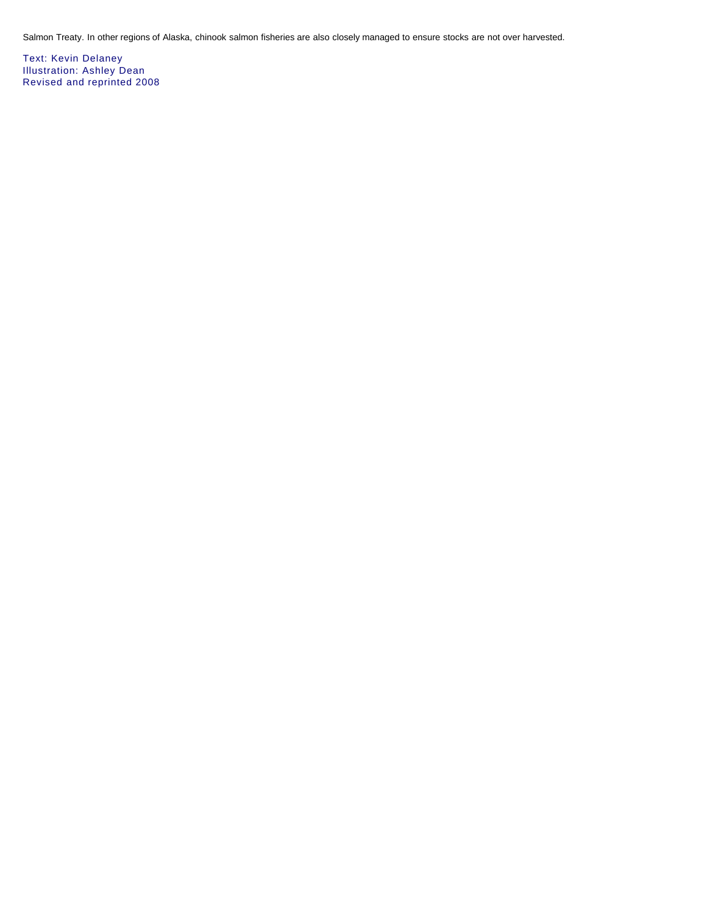Salmon Treaty. In other regions of Alaska, chinook salmon fisheries are also closely managed to ensure stocks are not over harvested.

Text: Kevin Delaney
Illustration: Ashley Dean
Revised and reprinted 2008